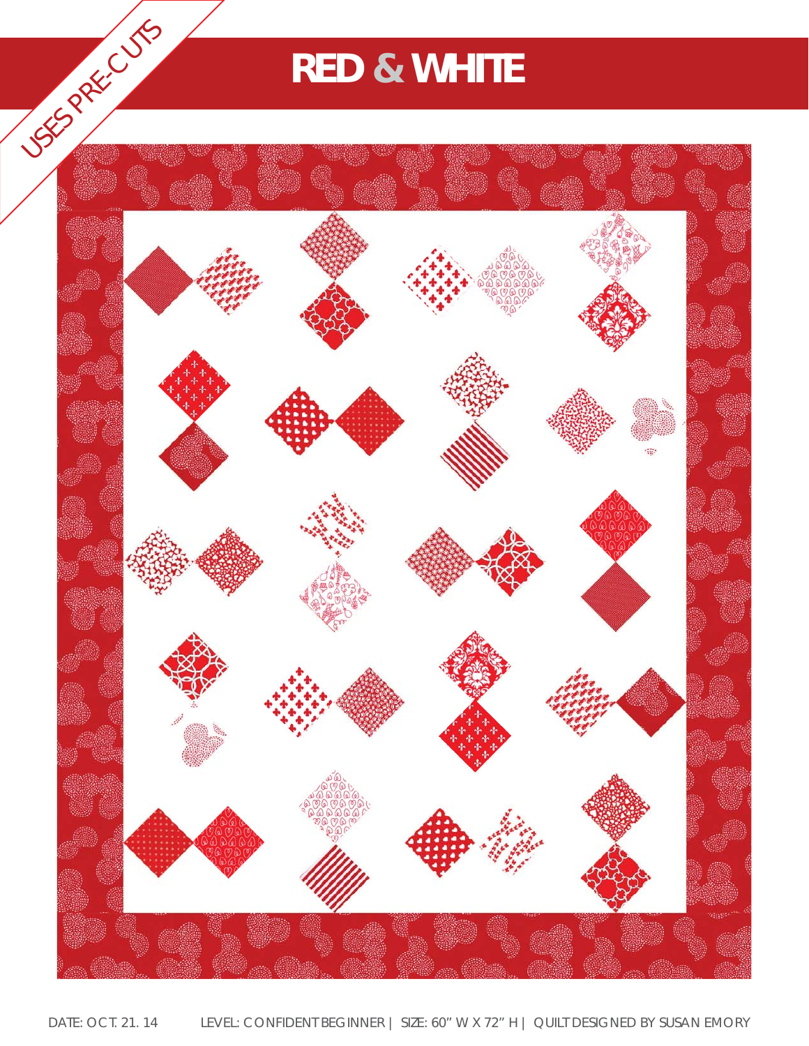USES PRE-CUTS

# RED & WHITE

DATE: OCT. 21. 14 LEVEL: CONFIDENT BEGINNER | SIZE: 60" W X 72" H | QUILT DESIGNED BY SUSAN EMORY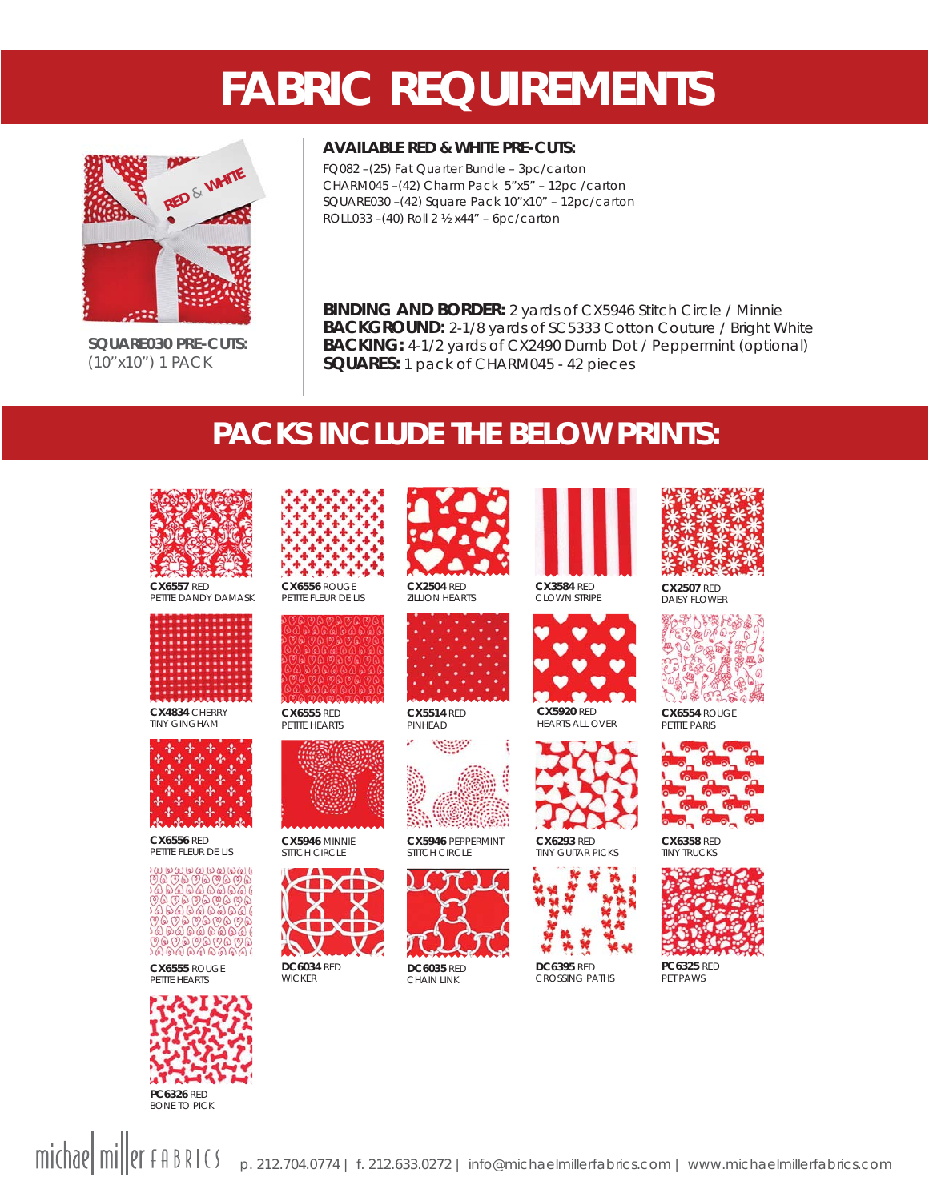# FABRIC REQUIREMENTS

**SQUARE030 PRE-CUTS:**
(10"x10") 1 PACK

**AVAILABLE RED & WHITE PRE-CUTS:**

FQ082 –(25) Fat Quarter Bundle – 3pc/carton
CHARM045 –(42) Charm Pack 5"x5" – 12pc /carton
SQUARE030 –(42) Square Pack 10"x10" – 12pc/carton
ROLL033 –(40) Roll 2 ½ x44" – 6pc/carton

**BINDING AND BORDER:** 2 yards of CX5946 Stitch Circle / Minnie
**BACKGROUND:** 2-1/8 yards of SC5333 Cotton Couture / Bright White
**BACKING:** 4-1/2 yards of CX2490 Dumb Dot / Peppermint (optional)
**SQUARES:** 1 pack of CHARM045 - 42 pieces

## PACKS INCLUDE THE BELOW PRINTS:

**CX6557** RED
PETITE DANDY DAMASK

**CX6556** ROUGE
PETITE FLEUR DE LIS

**CX2504** RED
ZILLION HEARTS

**CX3584** RED
CLOWN STRIPE

**CX2507** RED
DAISY FLOWER

**CX4834** CHERRY
TINY GINGHAM

**CX6555** RED
PETITE HEARTS

**CX5514** RED
PINHEAD

**CX5920** RED
HEARTS ALL OVER

**CX6554** ROUGE
PETITE PARIS

**CX6556** RED
PETITE FLEUR DE LIS

**CX5946** MINNIE
STITCH CIRCLE

**CX5946** PEPPERMINT
STITCH CIRCLE

**CX6293** RED
TINY GUITAR PICKS

**CX6358** RED
TINY TRUCKS

**CX6555** ROUGE
PETITE HEARTS

**DC6034** RED
WICKER

**DC6035** RED
CHAIN LINK

**DC6395** RED
CROSSING PATHS

**PC6325** RED
PET PAWS

**PC6326** RED
BONE TO PICK

michael miller FABRICS p. 212.704.0774 | f. 212.633.0272 | info@michaelmillerfabrics.com | www.michaelmillerfabrics.com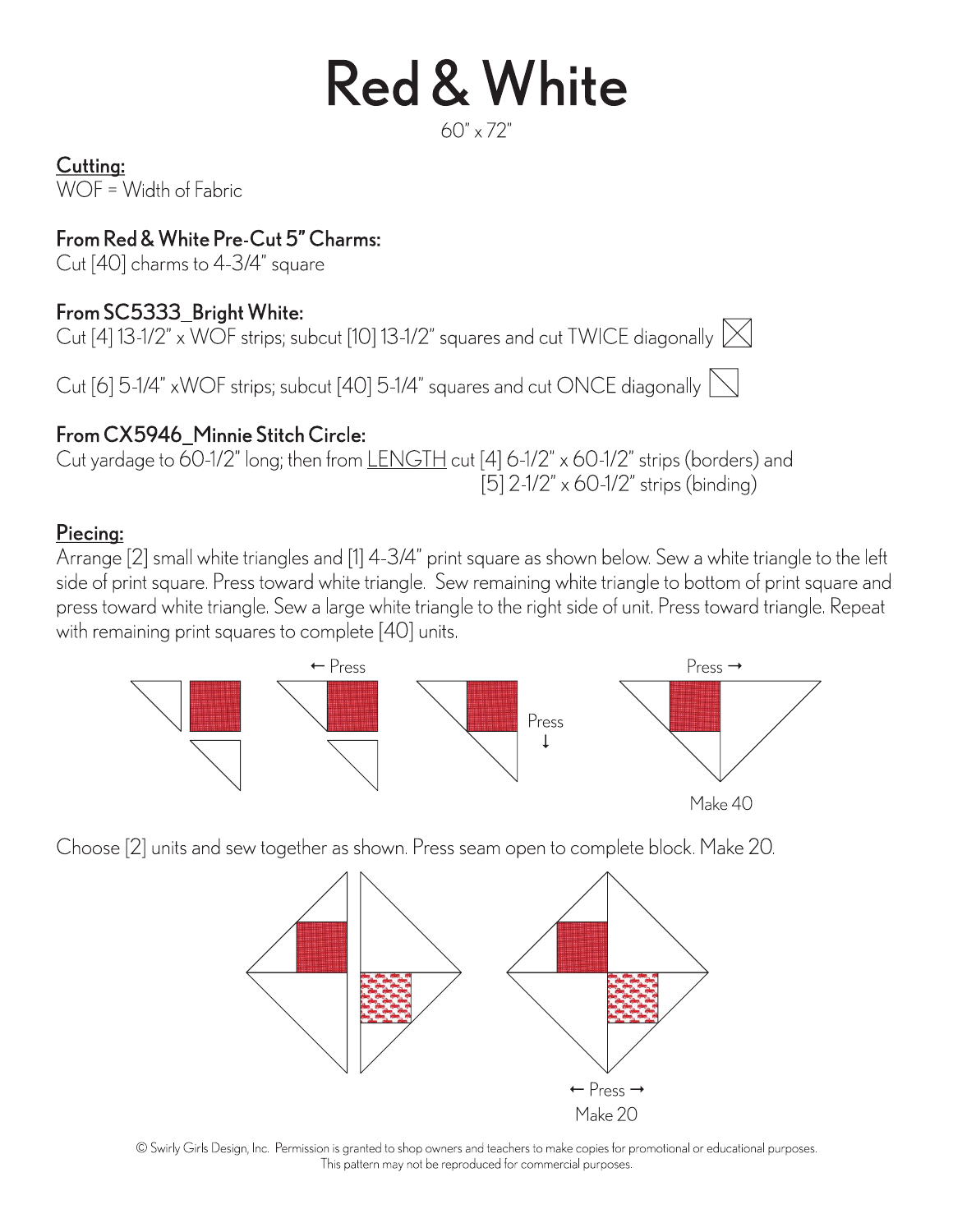# Red & White

60" x 72"

**Cutting:**

WOF = Width of Fabric

### From Red & White Pre-Cut 5" Charms:

Cut [40] charms to 4-3/4" square

### From SC5333_Bright White:

Cut [4] 13-1/2" x WOF strips; subcut [10] 13-1/2" squares and cut TWICE diagonally

Cut [6] 5-1/4" xWOF strips; subcut [40] 5-1/4" squares and cut ONCE diagonally

### From CX5946_Minnie Stitch Circle:

Cut yardage to 60-1/2" long; then from LENGTH cut [4] 6-1/2" x 60-1/2" strips (borders) and [5] 2-1/2" x 60-1/2" strips (binding)

**Piecing:**

Arrange [2] small white triangles and [1] 4-3/4" print square as shown below. Sew a white triangle to the left side of print square. Press toward white triangle. Sew remaining white triangle to bottom of print square and press toward white triangle. Sew a large white triangle to the right side of unit. Press toward triangle. Repeat with remaining print squares to complete [40] units.

← Press

Press ↓

Press →

Make 40

Choose [2] units and sew together as shown. Press seam open to complete block. Make 20.

← Press →

Make 20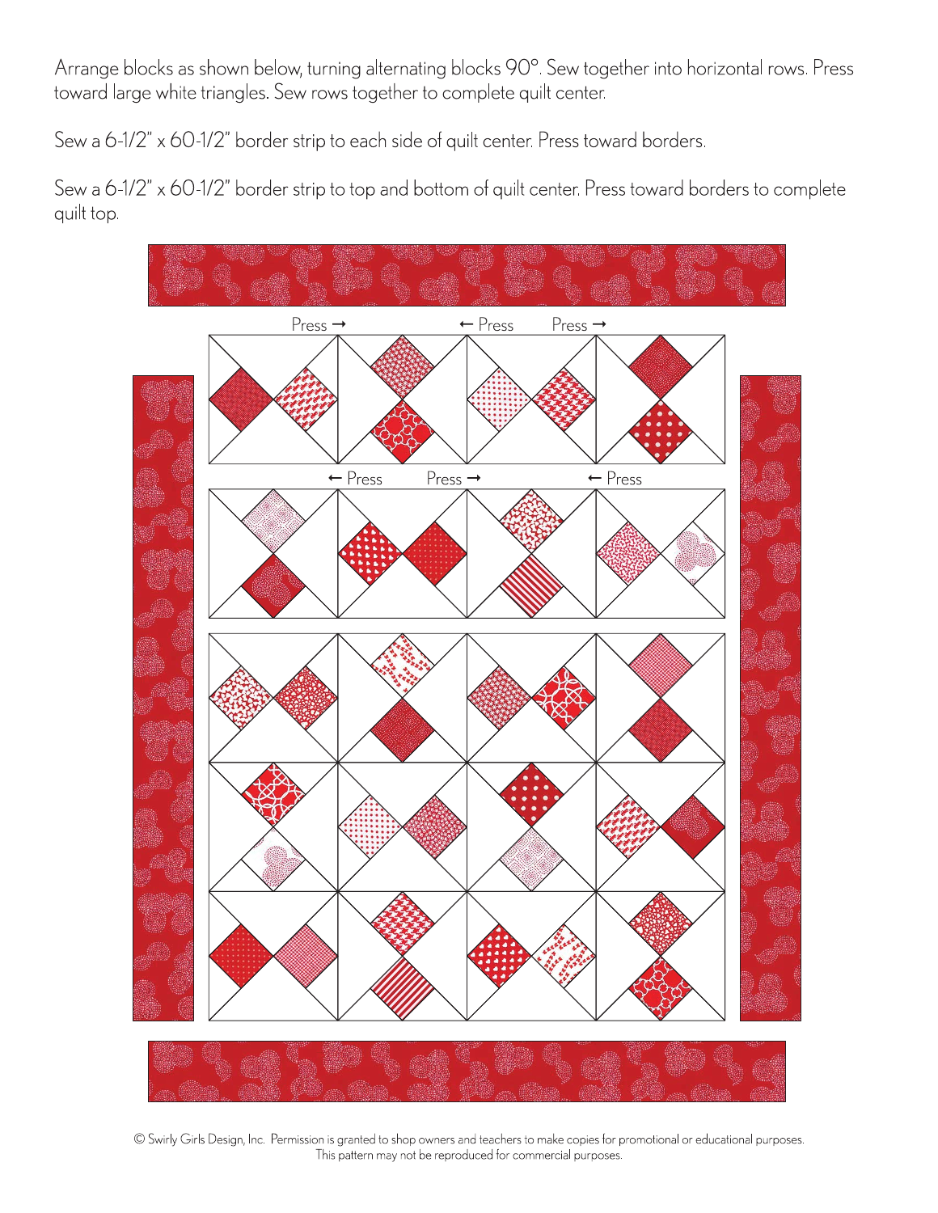Arrange blocks as shown below, turning alternating blocks 90°. Sew together into horizontal rows. Press toward large white triangles. Sew rows together to complete quilt center.

Sew a 6-1/2" x 60-1/2" border strip to each side of quilt center. Press toward borders.

Sew a 6-1/2" x 60-1/2" border strip to top and bottom of quilt center. Press toward borders to complete quilt top.

Press →
← Press
Press →
← Press
Press →
← Press

© Swirly Girls Design, Inc. Permission is granted to shop owners and teachers to make copies for promotional or educational purposes. This pattern may not be reproduced for commercial purposes.